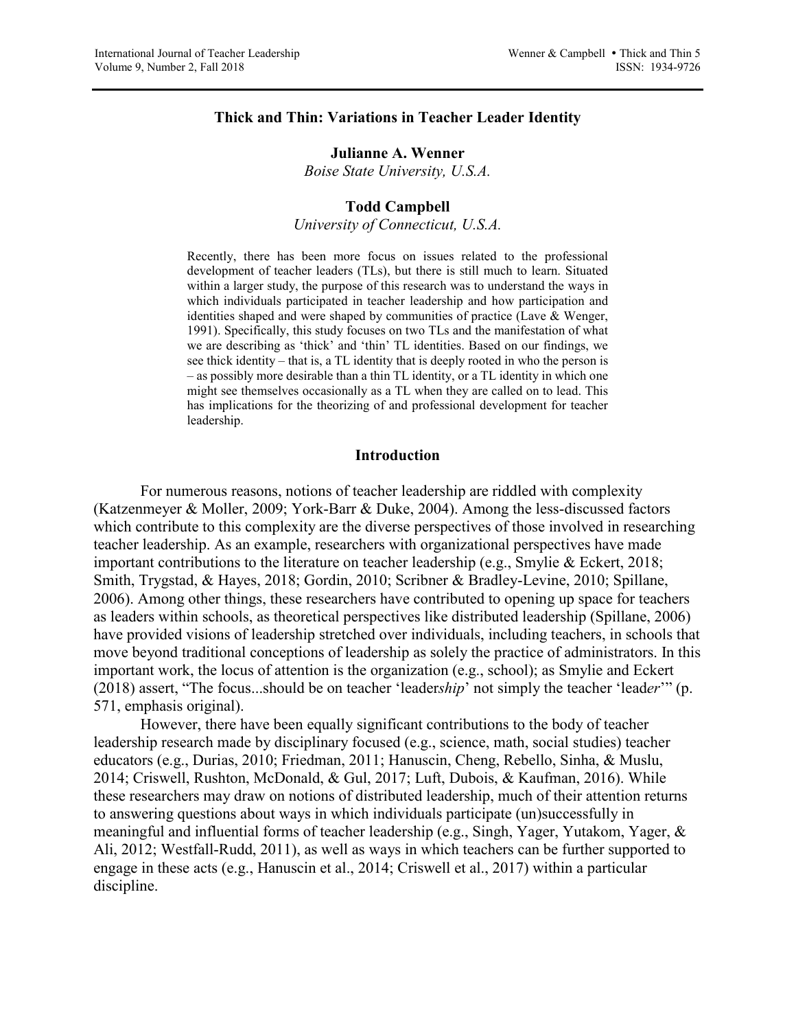# Thick and Thin: Variations in Teacher Leader Identity

**Julianne A. Wenner**
*Boise State University, U.S.A.*

**Todd Campbell**
*University of Connecticut, U.S.A.*

Recently, there has been more focus on issues related to the professional development of teacher leaders (TLs), but there is still much to learn. Situated within a larger study, the purpose of this research was to understand the ways in which individuals participated in teacher leadership and how participation and identities shaped and were shaped by communities of practice (Lave & Wenger, 1991). Specifically, this study focuses on two TLs and the manifestation of what we are describing as 'thick' and 'thin' TL identities. Based on our findings, we see thick identity – that is, a TL identity that is deeply rooted in who the person is – as possibly more desirable than a thin TL identity, or a TL identity in which one might see themselves occasionally as a TL when they are called on to lead. This has implications for the theorizing of and professional development for teacher leadership.

## Introduction

For numerous reasons, notions of teacher leadership are riddled with complexity (Katzenmeyer & Moller, 2009; York-Barr & Duke, 2004). Among the less-discussed factors which contribute to this complexity are the diverse perspectives of those involved in researching teacher leadership. As an example, researchers with organizational perspectives have made important contributions to the literature on teacher leadership (e.g., Smylie & Eckert, 2018; Smith, Trygstad, & Hayes, 2018; Gordin, 2010; Scribner & Bradley-Levine, 2010; Spillane, 2006). Among other things, these researchers have contributed to opening up space for teachers as leaders within schools, as theoretical perspectives like distributed leadership (Spillane, 2006) have provided visions of leadership stretched over individuals, including teachers, in schools that move beyond traditional conceptions of leadership as solely the practice of administrators. In this important work, the locus of attention is the organization (e.g., school); as Smylie and Eckert (2018) assert, "The focus...should be on teacher 'leader*ship*' not simply the teacher 'lead*er*'" (p. 571, emphasis original).

However, there have been equally significant contributions to the body of teacher leadership research made by disciplinary focused (e.g., science, math, social studies) teacher educators (e.g., Durias, 2010; Friedman, 2011; Hanuscin, Cheng, Rebello, Sinha, & Muslu, 2014; Criswell, Rushton, McDonald, & Gul, 2017; Luft, Dubois, & Kaufman, 2016). While these researchers may draw on notions of distributed leadership, much of their attention returns to answering questions about ways in which individuals participate (un)successfully in meaningful and influential forms of teacher leadership (e.g., Singh, Yager, Yutakom, Yager, & Ali, 2012; Westfall-Rudd, 2011), as well as ways in which teachers can be further supported to engage in these acts (e.g., Hanuscin et al., 2014; Criswell et al., 2017) within a particular discipline.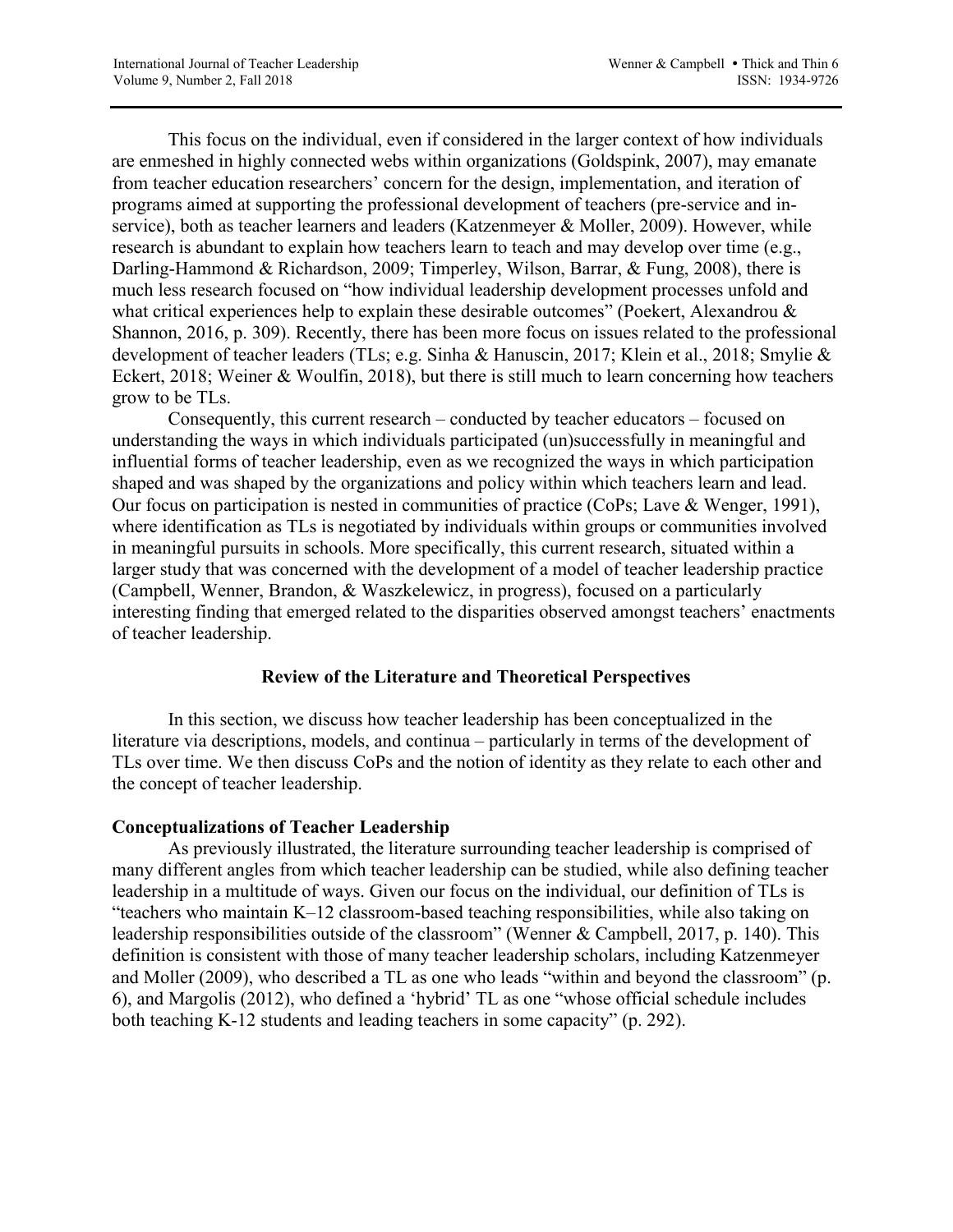This focus on the individual, even if considered in the larger context of how individuals are enmeshed in highly connected webs within organizations (Goldspink, 2007), may emanate from teacher education researchers' concern for the design, implementation, and iteration of programs aimed at supporting the professional development of teachers (pre-service and in-service), both as teacher learners and leaders (Katzenmeyer & Moller, 2009). However, while research is abundant to explain how teachers learn to teach and may develop over time (e.g., Darling-Hammond & Richardson, 2009; Timperley, Wilson, Barrar, & Fung, 2008), there is much less research focused on "how individual leadership development processes unfold and what critical experiences help to explain these desirable outcomes" (Poekert, Alexandrou & Shannon, 2016, p. 309). Recently, there has been more focus on issues related to the professional development of teacher leaders (TLs; e.g. Sinha & Hanuscin, 2017; Klein et al., 2018; Smylie & Eckert, 2018; Weiner & Woulfin, 2018), but there is still much to learn concerning how teachers grow to be TLs.

Consequently, this current research – conducted by teacher educators – focused on understanding the ways in which individuals participated (un)successfully in meaningful and influential forms of teacher leadership, even as we recognized the ways in which participation shaped and was shaped by the organizations and policy within which teachers learn and lead. Our focus on participation is nested in communities of practice (CoPs; Lave & Wenger, 1991), where identification as TLs is negotiated by individuals within groups or communities involved in meaningful pursuits in schools. More specifically, this current research, situated within a larger study that was concerned with the development of a model of teacher leadership practice (Campbell, Wenner, Brandon, & Waszkelewicz, in progress), focused on a particularly interesting finding that emerged related to the disparities observed amongst teachers' enactments of teacher leadership.

## Review of the Literature and Theoretical Perspectives

In this section, we discuss how teacher leadership has been conceptualized in the literature via descriptions, models, and continua – particularly in terms of the development of TLs over time. We then discuss CoPs and the notion of identity as they relate to each other and the concept of teacher leadership.

### Conceptualizations of Teacher Leadership

As previously illustrated, the literature surrounding teacher leadership is comprised of many different angles from which teacher leadership can be studied, while also defining teacher leadership in a multitude of ways. Given our focus on the individual, our definition of TLs is "teachers who maintain K–12 classroom-based teaching responsibilities, while also taking on leadership responsibilities outside of the classroom" (Wenner & Campbell, 2017, p. 140). This definition is consistent with those of many teacher leadership scholars, including Katzenmeyer and Moller (2009), who described a TL as one who leads "within and beyond the classroom" (p. 6), and Margolis (2012), who defined a 'hybrid' TL as one "whose official schedule includes both teaching K-12 students and leading teachers in some capacity" (p. 292).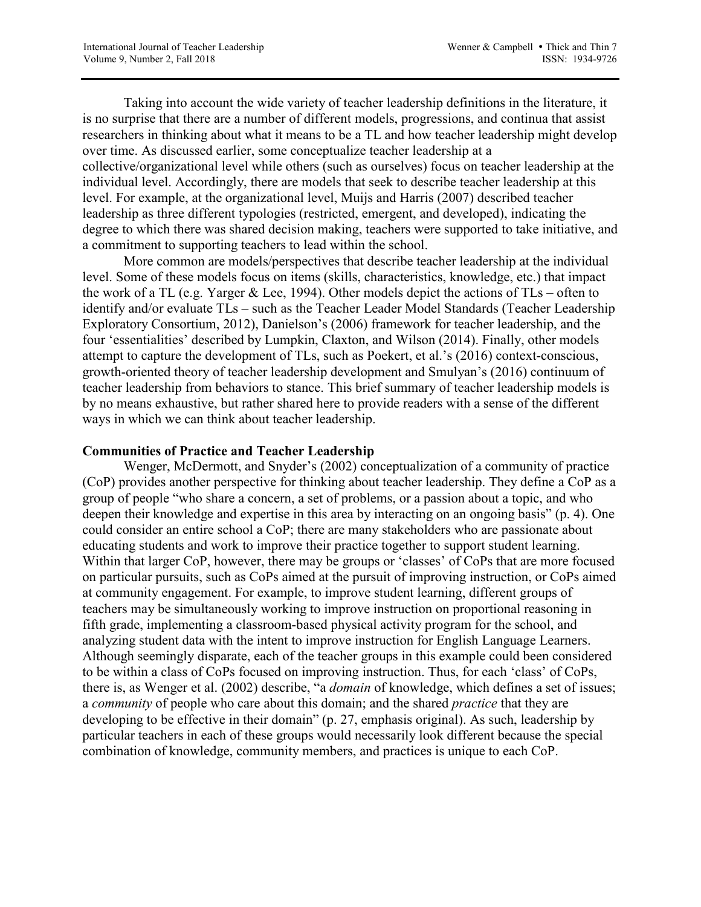Taking into account the wide variety of teacher leadership definitions in the literature, it is no surprise that there are a number of different models, progressions, and continua that assist researchers in thinking about what it means to be a TL and how teacher leadership might develop over time. As discussed earlier, some conceptualize teacher leadership at a collective/organizational level while others (such as ourselves) focus on teacher leadership at the individual level. Accordingly, there are models that seek to describe teacher leadership at this level. For example, at the organizational level, Muijs and Harris (2007) described teacher leadership as three different typologies (restricted, emergent, and developed), indicating the degree to which there was shared decision making, teachers were supported to take initiative, and a commitment to supporting teachers to lead within the school.

More common are models/perspectives that describe teacher leadership at the individual level. Some of these models focus on items (skills, characteristics, knowledge, etc.) that impact the work of a TL (e.g. Yarger & Lee, 1994). Other models depict the actions of TLs – often to identify and/or evaluate TLs – such as the Teacher Leader Model Standards (Teacher Leadership Exploratory Consortium, 2012), Danielson's (2006) framework for teacher leadership, and the four 'essentialities' described by Lumpkin, Claxton, and Wilson (2014). Finally, other models attempt to capture the development of TLs, such as Poekert, et al.'s (2016) context-conscious, growth-oriented theory of teacher leadership development and Smulyan's (2016) continuum of teacher leadership from behaviors to stance. This brief summary of teacher leadership models is by no means exhaustive, but rather shared here to provide readers with a sense of the different ways in which we can think about teacher leadership.

## Communities of Practice and Teacher Leadership

Wenger, McDermott, and Snyder's (2002) conceptualization of a community of practice (CoP) provides another perspective for thinking about teacher leadership. They define a CoP as a group of people "who share a concern, a set of problems, or a passion about a topic, and who deepen their knowledge and expertise in this area by interacting on an ongoing basis" (p. 4). One could consider an entire school a CoP; there are many stakeholders who are passionate about educating students and work to improve their practice together to support student learning. Within that larger CoP, however, there may be groups or 'classes' of CoPs that are more focused on particular pursuits, such as CoPs aimed at the pursuit of improving instruction, or CoPs aimed at community engagement. For example, to improve student learning, different groups of teachers may be simultaneously working to improve instruction on proportional reasoning in fifth grade, implementing a classroom-based physical activity program for the school, and analyzing student data with the intent to improve instruction for English Language Learners. Although seemingly disparate, each of the teacher groups in this example could been considered to be within a class of CoPs focused on improving instruction. Thus, for each 'class' of CoPs, there is, as Wenger et al. (2002) describe, "a *domain* of knowledge, which defines a set of issues; a *community* of people who care about this domain; and the shared *practice* that they are developing to be effective in their domain" (p. 27, emphasis original). As such, leadership by particular teachers in each of these groups would necessarily look different because the special combination of knowledge, community members, and practices is unique to each CoP.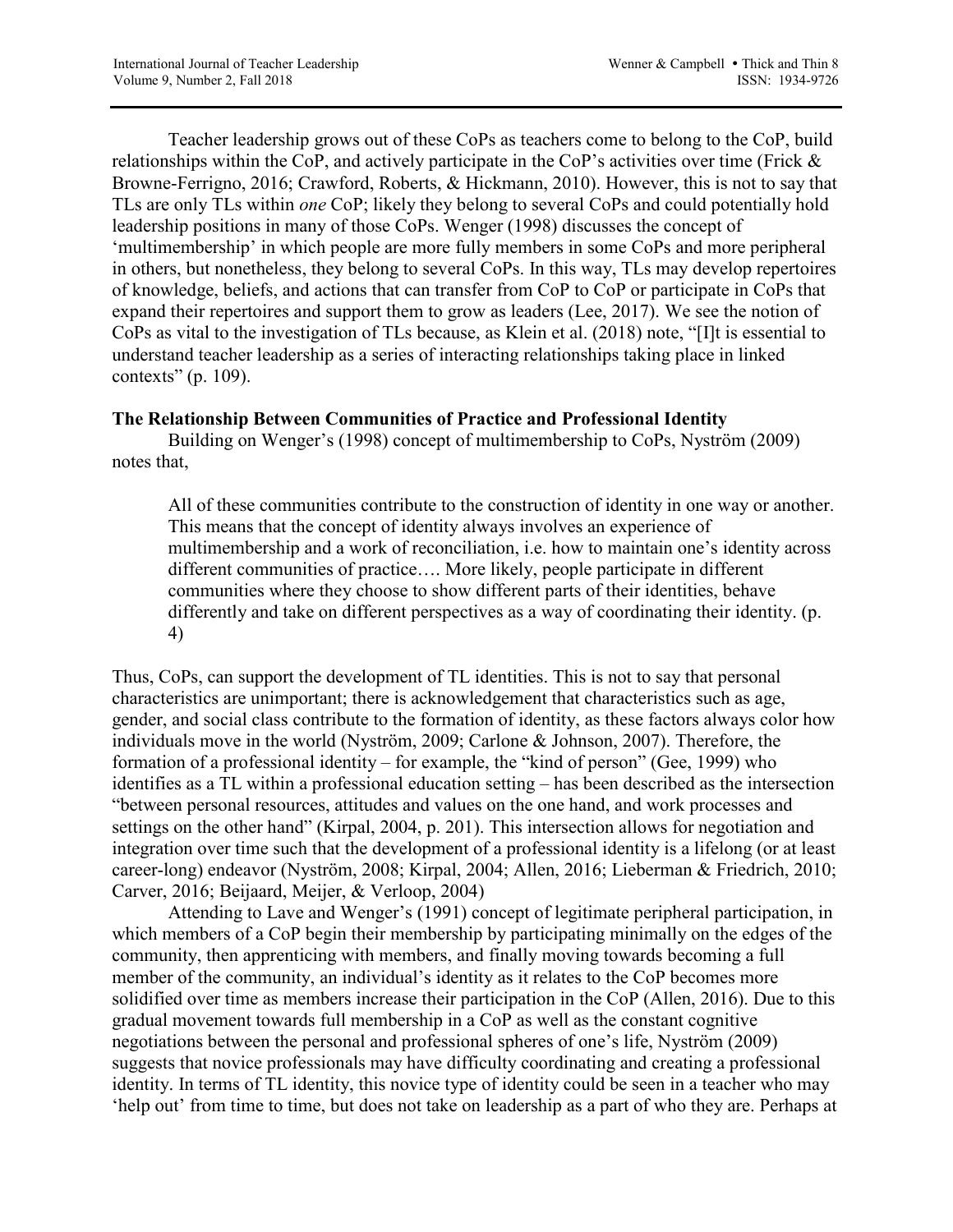Teacher leadership grows out of these CoPs as teachers come to belong to the CoP, build relationships within the CoP, and actively participate in the CoP's activities over time (Frick & Browne-Ferrigno, 2016; Crawford, Roberts, & Hickmann, 2010). However, this is not to say that TLs are only TLs within *one* CoP; likely they belong to several CoPs and could potentially hold leadership positions in many of those CoPs. Wenger (1998) discusses the concept of 'multimembership' in which people are more fully members in some CoPs and more peripheral in others, but nonetheless, they belong to several CoPs. In this way, TLs may develop repertoires of knowledge, beliefs, and actions that can transfer from CoP to CoP or participate in CoPs that expand their repertoires and support them to grow as leaders (Lee, 2017). We see the notion of CoPs as vital to the investigation of TLs because, as Klein et al. (2018) note, "[I]t is essential to understand teacher leadership as a series of interacting relationships taking place in linked contexts" (p. 109).

**The Relationship Between Communities of Practice and Professional Identity**

Building on Wenger's (1998) concept of multimembership to CoPs, Nyström (2009) notes that,

> All of these communities contribute to the construction of identity in one way or another. This means that the concept of identity always involves an experience of multimembership and a work of reconciliation, i.e. how to maintain one's identity across different communities of practice…. More likely, people participate in different communities where they choose to show different parts of their identities, behave differently and take on different perspectives as a way of coordinating their identity. (p. 4)

Thus, CoPs, can support the development of TL identities. This is not to say that personal characteristics are unimportant; there is acknowledgement that characteristics such as age, gender, and social class contribute to the formation of identity, as these factors always color how individuals move in the world (Nyström, 2009; Carlone & Johnson, 2007). Therefore, the formation of a professional identity – for example, the "kind of person" (Gee, 1999) who identifies as a TL within a professional education setting – has been described as the intersection "between personal resources, attitudes and values on the one hand, and work processes and settings on the other hand" (Kirpal, 2004, p. 201). This intersection allows for negotiation and integration over time such that the development of a professional identity is a lifelong (or at least career-long) endeavor (Nyström, 2008; Kirpal, 2004; Allen, 2016; Lieberman & Friedrich, 2010; Carver, 2016; Beijaard, Meijer, & Verloop, 2004)

Attending to Lave and Wenger's (1991) concept of legitimate peripheral participation, in which members of a CoP begin their membership by participating minimally on the edges of the community, then apprenticing with members, and finally moving towards becoming a full member of the community, an individual's identity as it relates to the CoP becomes more solidified over time as members increase their participation in the CoP (Allen, 2016). Due to this gradual movement towards full membership in a CoP as well as the constant cognitive negotiations between the personal and professional spheres of one's life, Nyström (2009) suggests that novice professionals may have difficulty coordinating and creating a professional identity. In terms of TL identity, this novice type of identity could be seen in a teacher who may 'help out' from time to time, but does not take on leadership as a part of who they are. Perhaps at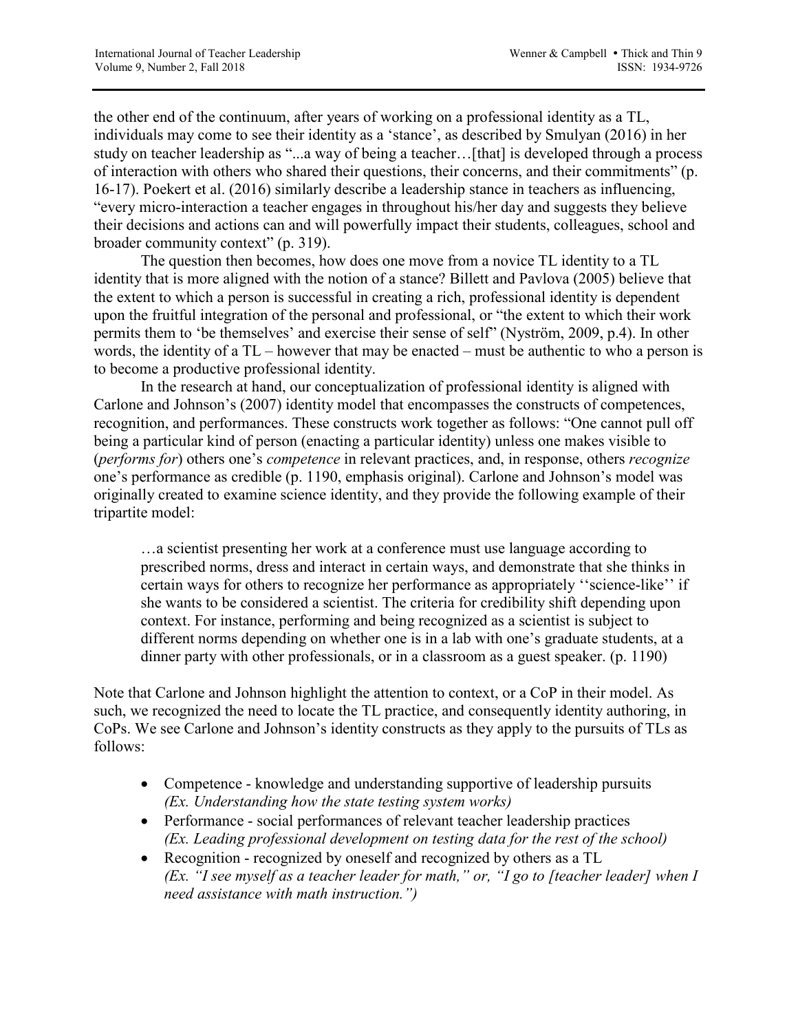the other end of the continuum, after years of working on a professional identity as a TL, individuals may come to see their identity as a 'stance', as described by Smulyan (2016) in her study on teacher leadership as "...a way of being a teacher…[that] is developed through a process of interaction with others who shared their questions, their concerns, and their commitments" (p. 16-17). Poekert et al. (2016) similarly describe a leadership stance in teachers as influencing, "every micro-interaction a teacher engages in throughout his/her day and suggests they believe their decisions and actions can and will powerfully impact their students, colleagues, school and broader community context" (p. 319).

The question then becomes, how does one move from a novice TL identity to a TL identity that is more aligned with the notion of a stance? Billett and Pavlova (2005) believe that the extent to which a person is successful in creating a rich, professional identity is dependent upon the fruitful integration of the personal and professional, or "the extent to which their work permits them to 'be themselves' and exercise their sense of self" (Nyström, 2009, p.4). In other words, the identity of a TL – however that may be enacted – must be authentic to who a person is to become a productive professional identity.

In the research at hand, our conceptualization of professional identity is aligned with Carlone and Johnson's (2007) identity model that encompasses the constructs of competences, recognition, and performances. These constructs work together as follows: "One cannot pull off being a particular kind of person (enacting a particular identity) unless one makes visible to (*performs for*) others one's *competence* in relevant practices, and, in response, others *recognize* one's performance as credible (p. 1190, emphasis original). Carlone and Johnson's model was originally created to examine science identity, and they provide the following example of their tripartite model:

> …a scientist presenting her work at a conference must use language according to prescribed norms, dress and interact in certain ways, and demonstrate that she thinks in certain ways for others to recognize her performance as appropriately ''science-like'' if she wants to be considered a scientist. The criteria for credibility shift depending upon context. For instance, performing and being recognized as a scientist is subject to different norms depending on whether one is in a lab with one's graduate students, at a dinner party with other professionals, or in a classroom as a guest speaker. (p. 1190)

Note that Carlone and Johnson highlight the attention to context, or a CoP in their model. As such, we recognized the need to locate the TL practice, and consequently identity authoring, in CoPs. We see Carlone and Johnson's identity constructs as they apply to the pursuits of TLs as follows:

- Competence - knowledge and understanding supportive of leadership pursuits *(Ex. Understanding how the state testing system works)*
- Performance - social performances of relevant teacher leadership practices *(Ex. Leading professional development on testing data for the rest of the school)*
- Recognition - recognized by oneself and recognized by others as a TL *(Ex. "I see myself as a teacher leader for math," or, "I go to [teacher leader] when I need assistance with math instruction.")*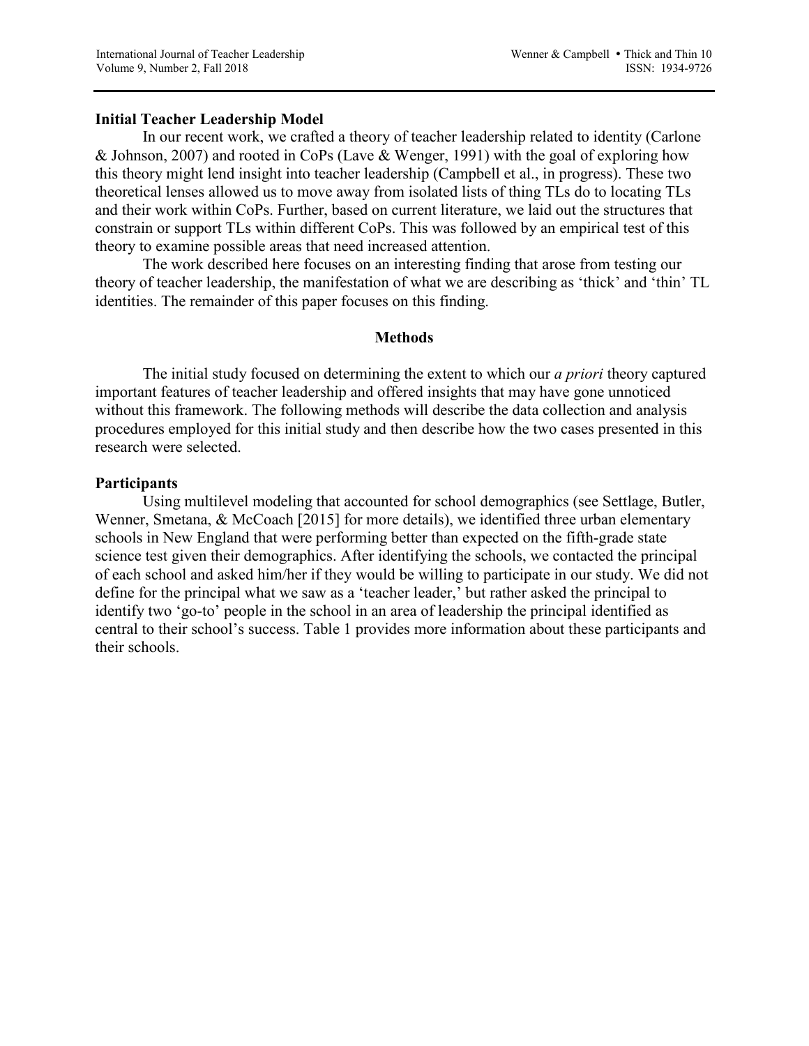## Initial Teacher Leadership Model

In our recent work, we crafted a theory of teacher leadership related to identity (Carlone & Johnson, 2007) and rooted in CoPs (Lave & Wenger, 1991) with the goal of exploring how this theory might lend insight into teacher leadership (Campbell et al., in progress). These two theoretical lenses allowed us to move away from isolated lists of thing TLs do to locating TLs and their work within CoPs. Further, based on current literature, we laid out the structures that constrain or support TLs within different CoPs. This was followed by an empirical test of this theory to examine possible areas that need increased attention.

The work described here focuses on an interesting finding that arose from testing our theory of teacher leadership, the manifestation of what we are describing as 'thick' and 'thin' TL identities. The remainder of this paper focuses on this finding.

# Methods

The initial study focused on determining the extent to which our *a priori* theory captured important features of teacher leadership and offered insights that may have gone unnoticed without this framework. The following methods will describe the data collection and analysis procedures employed for this initial study and then describe how the two cases presented in this research were selected.

## Participants

Using multilevel modeling that accounted for school demographics (see Settlage, Butler, Wenner, Smetana, & McCoach [2015] for more details), we identified three urban elementary schools in New England that were performing better than expected on the fifth-grade state science test given their demographics. After identifying the schools, we contacted the principal of each school and asked him/her if they would be willing to participate in our study. We did not define for the principal what we saw as a 'teacher leader,' but rather asked the principal to identify two 'go-to' people in the school in an area of leadership the principal identified as central to their school's success. Table 1 provides more information about these participants and their schools.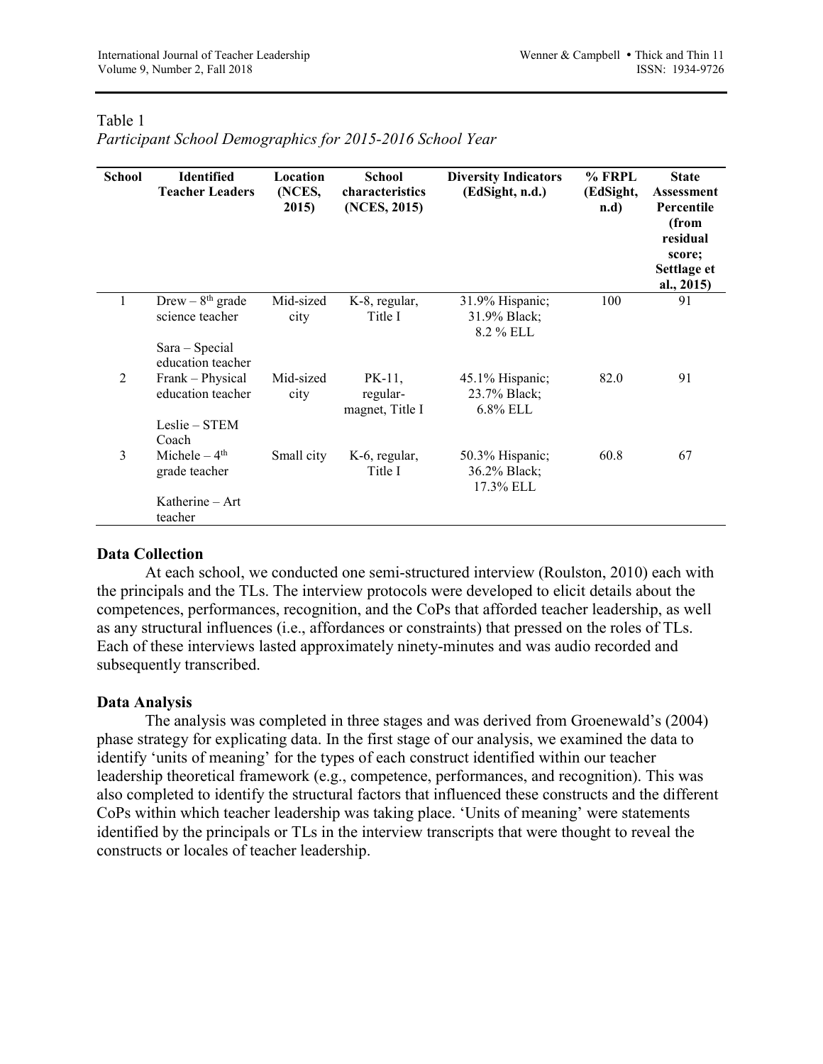Table 1

*Participant School Demographics for 2015-2016 School Year*

| School | Identified Teacher Leaders | Location (NCES, 2015) | School characteristics (NCES, 2015) | Diversity Indicators (EdSight, n.d.) | % FRPL (EdSight, n.d) | State Assessment Percentile (from residual score; Settlage et al., 2015) |
|---|---|---|---|---|---|---|
| 1 | Drew – 8th grade science teacher<br>Sara – Special education teacher | Mid-sized city | K-8, regular, Title I | 31.9% Hispanic; 31.9% Black; 8.2 % ELL | 100 | 91 |
| 2 | Frank – Physical education teacher<br>Leslie – STEM Coach | Mid-sized city | PK-11, regular-magnet, Title I | 45.1% Hispanic; 23.7% Black; 6.8% ELL | 82.0 | 91 |
| 3 | Michele – 4th grade teacher<br>Katherine – Art teacher | Small city | K-6, regular, Title I | 50.3% Hispanic; 36.2% Black; 17.3% ELL | 60.8 | 67 |

## Data Collection

At each school, we conducted one semi-structured interview (Roulston, 2010) each with the principals and the TLs. The interview protocols were developed to elicit details about the competences, performances, recognition, and the CoPs that afforded teacher leadership, as well as any structural influences (i.e., affordances or constraints) that pressed on the roles of TLs. Each of these interviews lasted approximately ninety-minutes and was audio recorded and subsequently transcribed.

## Data Analysis

The analysis was completed in three stages and was derived from Groenewald's (2004) phase strategy for explicating data. In the first stage of our analysis, we examined the data to identify 'units of meaning' for the types of each construct identified within our teacher leadership theoretical framework (e.g., competence, performances, and recognition). This was also completed to identify the structural factors that influenced these constructs and the different CoPs within which teacher leadership was taking place. 'Units of meaning' were statements identified by the principals or TLs in the interview transcripts that were thought to reveal the constructs or locales of teacher leadership.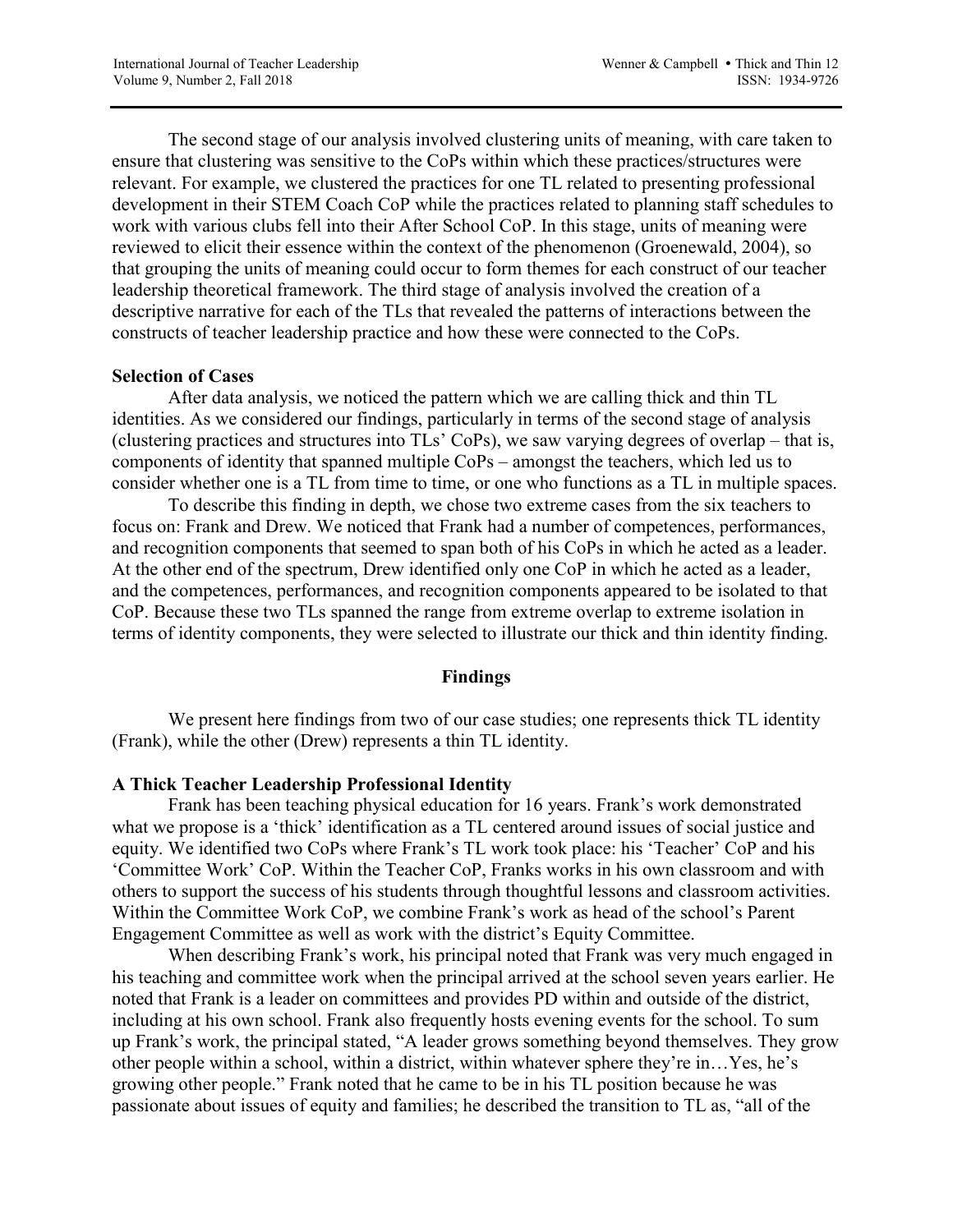The second stage of our analysis involved clustering units of meaning, with care taken to ensure that clustering was sensitive to the CoPs within which these practices/structures were relevant. For example, we clustered the practices for one TL related to presenting professional development in their STEM Coach CoP while the practices related to planning staff schedules to work with various clubs fell into their After School CoP. In this stage, units of meaning were reviewed to elicit their essence within the context of the phenomenon (Groenewald, 2004), so that grouping the units of meaning could occur to form themes for each construct of our teacher leadership theoretical framework. The third stage of analysis involved the creation of a descriptive narrative for each of the TLs that revealed the patterns of interactions between the constructs of teacher leadership practice and how these were connected to the CoPs.

**Selection of Cases**

After data analysis, we noticed the pattern which we are calling thick and thin TL identities. As we considered our findings, particularly in terms of the second stage of analysis (clustering practices and structures into TLs' CoPs), we saw varying degrees of overlap – that is, components of identity that spanned multiple CoPs – amongst the teachers, which led us to consider whether one is a TL from time to time, or one who functions as a TL in multiple spaces.

To describe this finding in depth, we chose two extreme cases from the six teachers to focus on: Frank and Drew. We noticed that Frank had a number of competences, performances, and recognition components that seemed to span both of his CoPs in which he acted as a leader. At the other end of the spectrum, Drew identified only one CoP in which he acted as a leader, and the competences, performances, and recognition components appeared to be isolated to that CoP. Because these two TLs spanned the range from extreme overlap to extreme isolation in terms of identity components, they were selected to illustrate our thick and thin identity finding.

## Findings

We present here findings from two of our case studies; one represents thick TL identity (Frank), while the other (Drew) represents a thin TL identity.

**A Thick Teacher Leadership Professional Identity**

Frank has been teaching physical education for 16 years. Frank's work demonstrated what we propose is a 'thick' identification as a TL centered around issues of social justice and equity. We identified two CoPs where Frank's TL work took place: his 'Teacher' CoP and his 'Committee Work' CoP. Within the Teacher CoP, Franks works in his own classroom and with others to support the success of his students through thoughtful lessons and classroom activities. Within the Committee Work CoP, we combine Frank's work as head of the school's Parent Engagement Committee as well as work with the district's Equity Committee.

When describing Frank's work, his principal noted that Frank was very much engaged in his teaching and committee work when the principal arrived at the school seven years earlier. He noted that Frank is a leader on committees and provides PD within and outside of the district, including at his own school. Frank also frequently hosts evening events for the school. To sum up Frank's work, the principal stated, "A leader grows something beyond themselves. They grow other people within a school, within a district, within whatever sphere they're in…Yes, he's growing other people." Frank noted that he came to be in his TL position because he was passionate about issues of equity and families; he described the transition to TL as, "all of the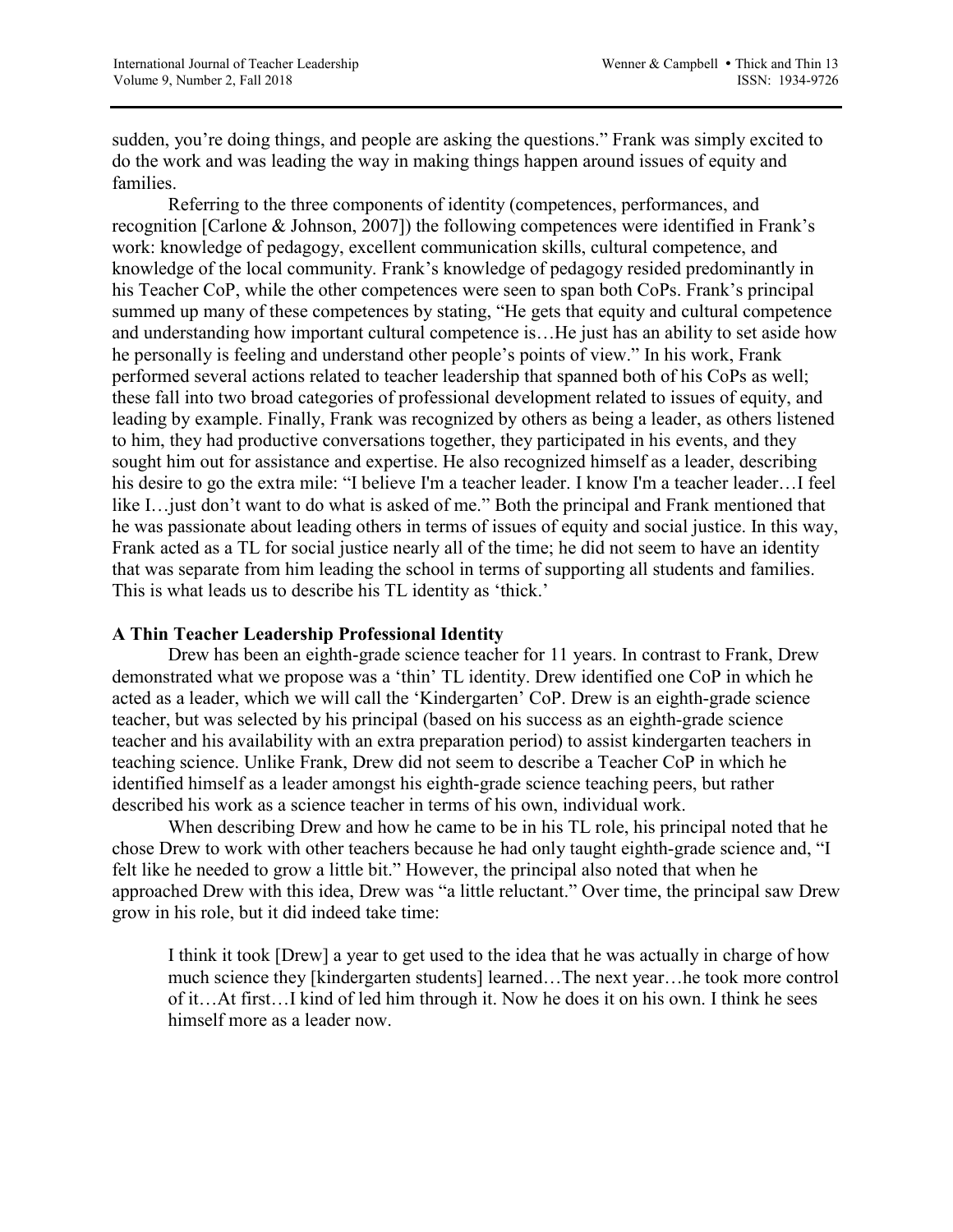sudden, you're doing things, and people are asking the questions." Frank was simply excited to do the work and was leading the way in making things happen around issues of equity and families.

Referring to the three components of identity (competences, performances, and recognition [Carlone & Johnson, 2007]) the following competences were identified in Frank's work: knowledge of pedagogy, excellent communication skills, cultural competence, and knowledge of the local community. Frank's knowledge of pedagogy resided predominantly in his Teacher CoP, while the other competences were seen to span both CoPs. Frank's principal summed up many of these competences by stating, "He gets that equity and cultural competence and understanding how important cultural competence is…He just has an ability to set aside how he personally is feeling and understand other people's points of view." In his work, Frank performed several actions related to teacher leadership that spanned both of his CoPs as well; these fall into two broad categories of professional development related to issues of equity, and leading by example. Finally, Frank was recognized by others as being a leader, as others listened to him, they had productive conversations together, they participated in his events, and they sought him out for assistance and expertise. He also recognized himself as a leader, describing his desire to go the extra mile: "I believe I'm a teacher leader. I know I'm a teacher leader…I feel like I…just don't want to do what is asked of me." Both the principal and Frank mentioned that he was passionate about leading others in terms of issues of equity and social justice. In this way, Frank acted as a TL for social justice nearly all of the time; he did not seem to have an identity that was separate from him leading the school in terms of supporting all students and families. This is what leads us to describe his TL identity as 'thick.'

### A Thin Teacher Leadership Professional Identity

Drew has been an eighth-grade science teacher for 11 years. In contrast to Frank, Drew demonstrated what we propose was a 'thin' TL identity. Drew identified one CoP in which he acted as a leader, which we will call the 'Kindergarten' CoP. Drew is an eighth-grade science teacher, but was selected by his principal (based on his success as an eighth-grade science teacher and his availability with an extra preparation period) to assist kindergarten teachers in teaching science. Unlike Frank, Drew did not seem to describe a Teacher CoP in which he identified himself as a leader amongst his eighth-grade science teaching peers, but rather described his work as a science teacher in terms of his own, individual work.

When describing Drew and how he came to be in his TL role, his principal noted that he chose Drew to work with other teachers because he had only taught eighth-grade science and, "I felt like he needed to grow a little bit." However, the principal also noted that when he approached Drew with this idea, Drew was "a little reluctant." Over time, the principal saw Drew grow in his role, but it did indeed take time:

> I think it took [Drew] a year to get used to the idea that he was actually in charge of how much science they [kindergarten students] learned…The next year…he took more control of it…At first…I kind of led him through it. Now he does it on his own. I think he sees himself more as a leader now.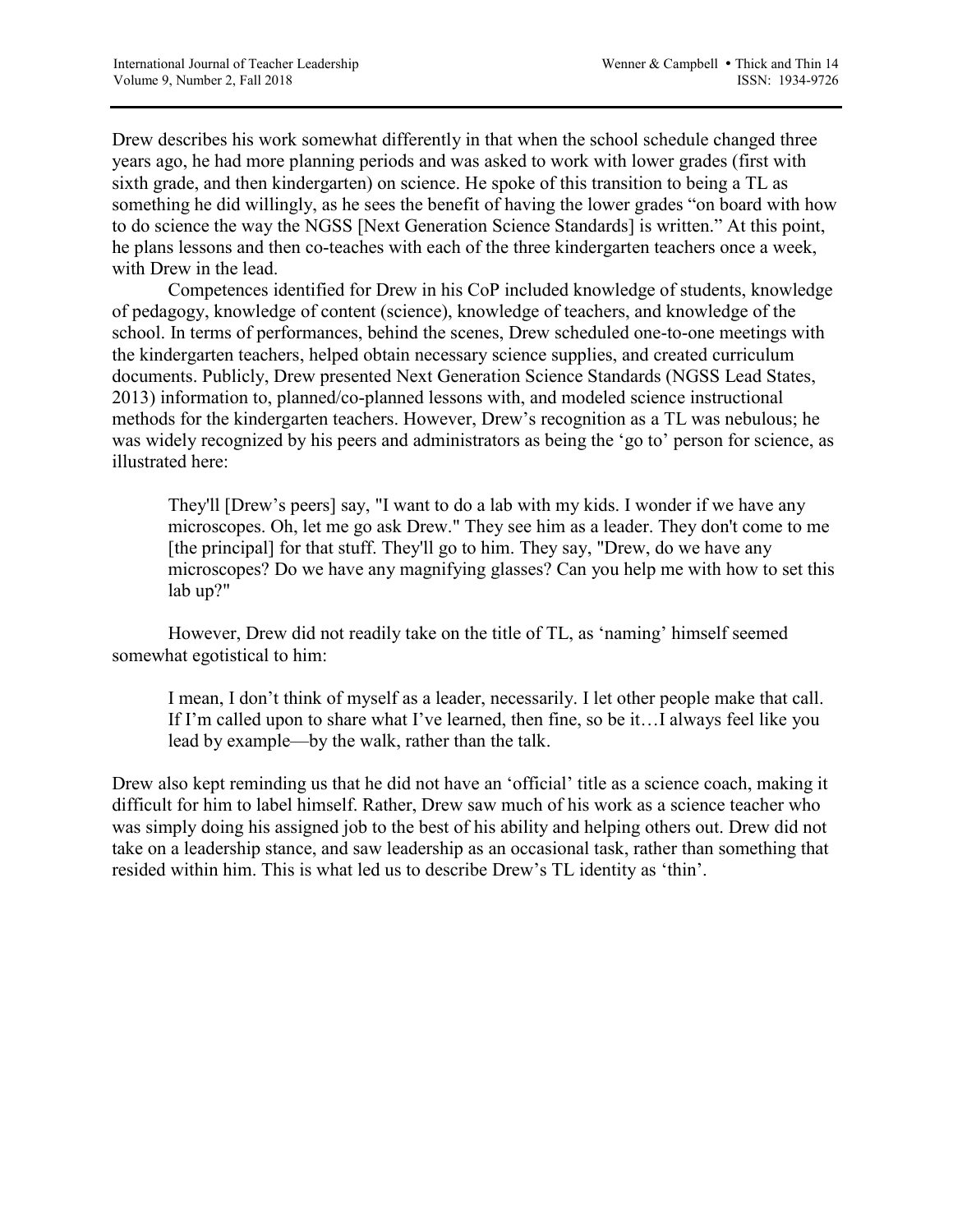Drew describes his work somewhat differently in that when the school schedule changed three years ago, he had more planning periods and was asked to work with lower grades (first with sixth grade, and then kindergarten) on science. He spoke of this transition to being a TL as something he did willingly, as he sees the benefit of having the lower grades "on board with how to do science the way the NGSS [Next Generation Science Standards] is written." At this point, he plans lessons and then co-teaches with each of the three kindergarten teachers once a week, with Drew in the lead.

Competences identified for Drew in his CoP included knowledge of students, knowledge of pedagogy, knowledge of content (science), knowledge of teachers, and knowledge of the school. In terms of performances, behind the scenes, Drew scheduled one-to-one meetings with the kindergarten teachers, helped obtain necessary science supplies, and created curriculum documents. Publicly, Drew presented Next Generation Science Standards (NGSS Lead States, 2013) information to, planned/co-planned lessons with, and modeled science instructional methods for the kindergarten teachers. However, Drew's recognition as a TL was nebulous; he was widely recognized by his peers and administrators as being the 'go to' person for science, as illustrated here:

> They'll [Drew's peers] say, "I want to do a lab with my kids. I wonder if we have any microscopes. Oh, let me go ask Drew." They see him as a leader. They don't come to me [the principal] for that stuff. They'll go to him. They say, "Drew, do we have any microscopes? Do we have any magnifying glasses? Can you help me with how to set this lab up?"

However, Drew did not readily take on the title of TL, as 'naming' himself seemed somewhat egotistical to him:

> I mean, I don't think of myself as a leader, necessarily. I let other people make that call. If I'm called upon to share what I've learned, then fine, so be it…I always feel like you lead by example—by the walk, rather than the talk.

Drew also kept reminding us that he did not have an 'official' title as a science coach, making it difficult for him to label himself. Rather, Drew saw much of his work as a science teacher who was simply doing his assigned job to the best of his ability and helping others out. Drew did not take on a leadership stance, and saw leadership as an occasional task, rather than something that resided within him. This is what led us to describe Drew's TL identity as 'thin'.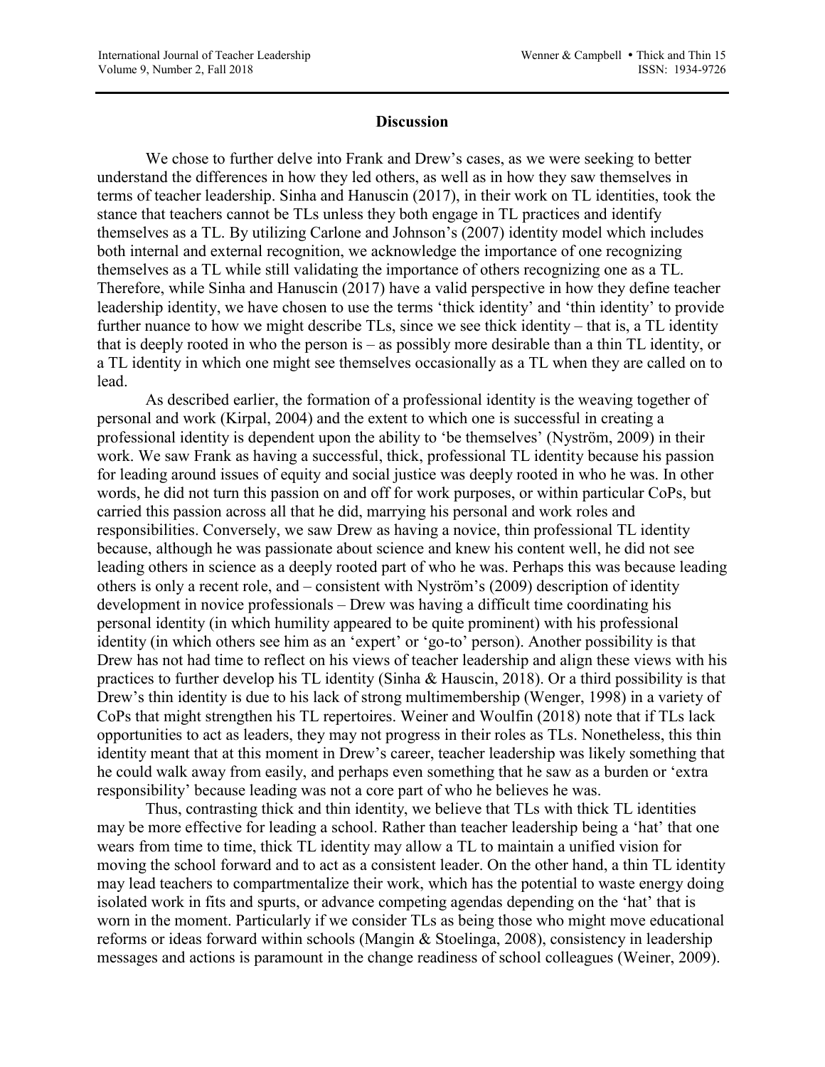## Discussion

We chose to further delve into Frank and Drew's cases, as we were seeking to better understand the differences in how they led others, as well as in how they saw themselves in terms of teacher leadership. Sinha and Hanuscin (2017), in their work on TL identities, took the stance that teachers cannot be TLs unless they both engage in TL practices and identify themselves as a TL. By utilizing Carlone and Johnson's (2007) identity model which includes both internal and external recognition, we acknowledge the importance of one recognizing themselves as a TL while still validating the importance of others recognizing one as a TL. Therefore, while Sinha and Hanuscin (2017) have a valid perspective in how they define teacher leadership identity, we have chosen to use the terms 'thick identity' and 'thin identity' to provide further nuance to how we might describe TLs, since we see thick identity – that is, a TL identity that is deeply rooted in who the person is – as possibly more desirable than a thin TL identity, or a TL identity in which one might see themselves occasionally as a TL when they are called on to lead.

As described earlier, the formation of a professional identity is the weaving together of personal and work (Kirpal, 2004) and the extent to which one is successful in creating a professional identity is dependent upon the ability to 'be themselves' (Nyström, 2009) in their work. We saw Frank as having a successful, thick, professional TL identity because his passion for leading around issues of equity and social justice was deeply rooted in who he was. In other words, he did not turn this passion on and off for work purposes, or within particular CoPs, but carried this passion across all that he did, marrying his personal and work roles and responsibilities. Conversely, we saw Drew as having a novice, thin professional TL identity because, although he was passionate about science and knew his content well, he did not see leading others in science as a deeply rooted part of who he was. Perhaps this was because leading others is only a recent role, and – consistent with Nyström's (2009) description of identity development in novice professionals – Drew was having a difficult time coordinating his personal identity (in which humility appeared to be quite prominent) with his professional identity (in which others see him as an 'expert' or 'go-to' person). Another possibility is that Drew has not had time to reflect on his views of teacher leadership and align these views with his practices to further develop his TL identity (Sinha & Hauscin, 2018). Or a third possibility is that Drew's thin identity is due to his lack of strong multimembership (Wenger, 1998) in a variety of CoPs that might strengthen his TL repertoires. Weiner and Woulfin (2018) note that if TLs lack opportunities to act as leaders, they may not progress in their roles as TLs. Nonetheless, this thin identity meant that at this moment in Drew's career, teacher leadership was likely something that he could walk away from easily, and perhaps even something that he saw as a burden or 'extra responsibility' because leading was not a core part of who he believes he was.

Thus, contrasting thick and thin identity, we believe that TLs with thick TL identities may be more effective for leading a school. Rather than teacher leadership being a 'hat' that one wears from time to time, thick TL identity may allow a TL to maintain a unified vision for moving the school forward and to act as a consistent leader. On the other hand, a thin TL identity may lead teachers to compartmentalize their work, which has the potential to waste energy doing isolated work in fits and spurts, or advance competing agendas depending on the 'hat' that is worn in the moment. Particularly if we consider TLs as being those who might move educational reforms or ideas forward within schools (Mangin & Stoelinga, 2008), consistency in leadership messages and actions is paramount in the change readiness of school colleagues (Weiner, 2009).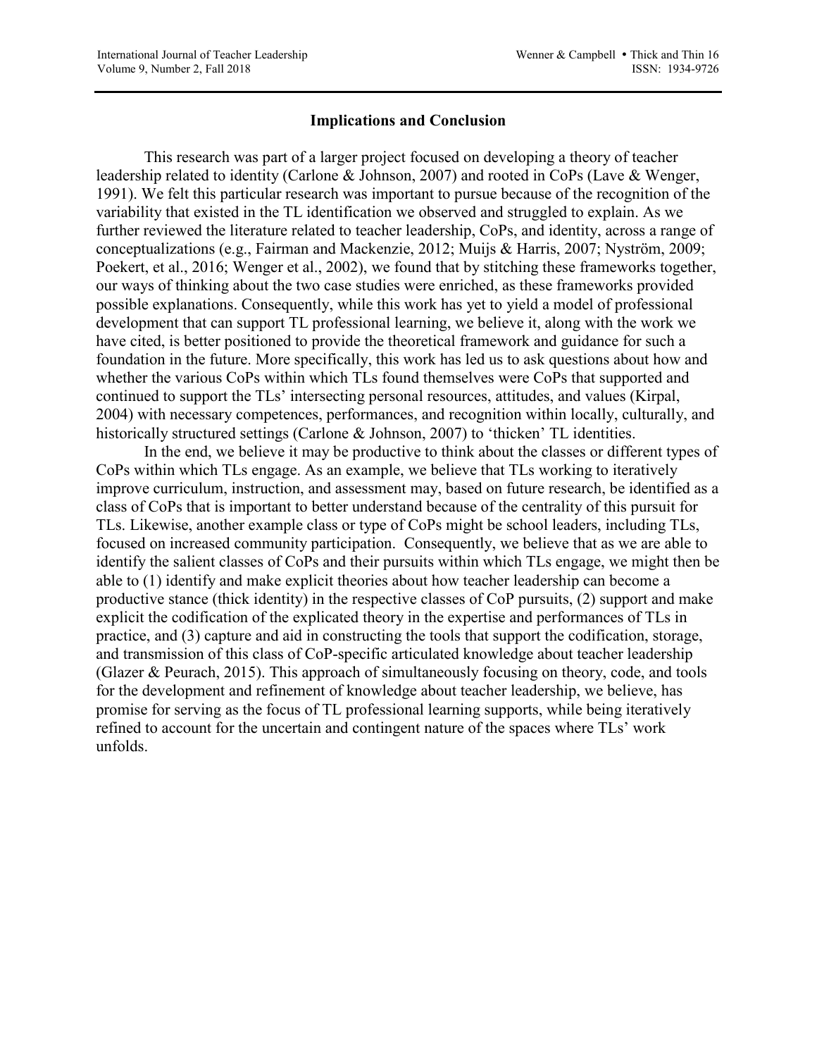## Implications and Conclusion

This research was part of a larger project focused on developing a theory of teacher leadership related to identity (Carlone & Johnson, 2007) and rooted in CoPs (Lave & Wenger, 1991). We felt this particular research was important to pursue because of the recognition of the variability that existed in the TL identification we observed and struggled to explain. As we further reviewed the literature related to teacher leadership, CoPs, and identity, across a range of conceptualizations (e.g., Fairman and Mackenzie, 2012; Muijs & Harris, 2007; Nyström, 2009; Poekert, et al., 2016; Wenger et al., 2002), we found that by stitching these frameworks together, our ways of thinking about the two case studies were enriched, as these frameworks provided possible explanations. Consequently, while this work has yet to yield a model of professional development that can support TL professional learning, we believe it, along with the work we have cited, is better positioned to provide the theoretical framework and guidance for such a foundation in the future. More specifically, this work has led us to ask questions about how and whether the various CoPs within which TLs found themselves were CoPs that supported and continued to support the TLs' intersecting personal resources, attitudes, and values (Kirpal, 2004) with necessary competences, performances, and recognition within locally, culturally, and historically structured settings (Carlone & Johnson, 2007) to 'thicken' TL identities.

In the end, we believe it may be productive to think about the classes or different types of CoPs within which TLs engage. As an example, we believe that TLs working to iteratively improve curriculum, instruction, and assessment may, based on future research, be identified as a class of CoPs that is important to better understand because of the centrality of this pursuit for TLs. Likewise, another example class or type of CoPs might be school leaders, including TLs, focused on increased community participation. Consequently, we believe that as we are able to identify the salient classes of CoPs and their pursuits within which TLs engage, we might then be able to (1) identify and make explicit theories about how teacher leadership can become a productive stance (thick identity) in the respective classes of CoP pursuits, (2) support and make explicit the codification of the explicated theory in the expertise and performances of TLs in practice, and (3) capture and aid in constructing the tools that support the codification, storage, and transmission of this class of CoP-specific articulated knowledge about teacher leadership (Glazer & Peurach, 2015). This approach of simultaneously focusing on theory, code, and tools for the development and refinement of knowledge about teacher leadership, we believe, has promise for serving as the focus of TL professional learning supports, while being iteratively refined to account for the uncertain and contingent nature of the spaces where TLs' work unfolds.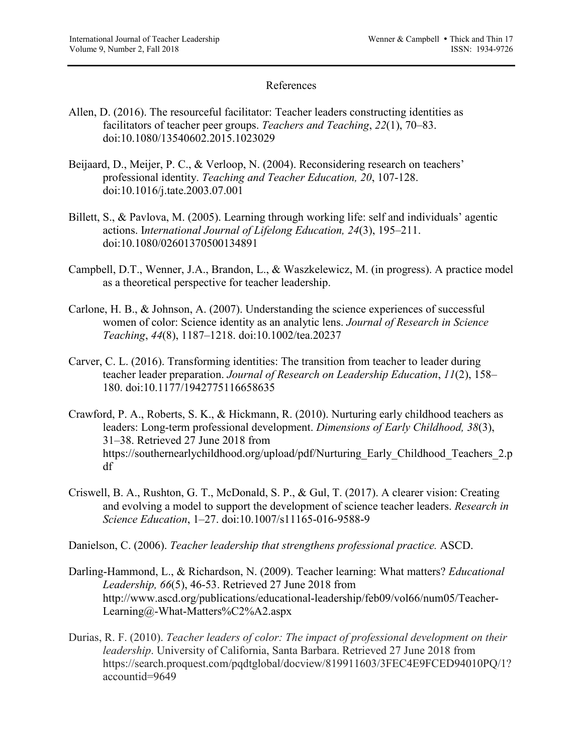## References

Allen, D. (2016). The resourceful facilitator: Teacher leaders constructing identities as facilitators of teacher peer groups. *Teachers and Teaching*, *22*(1), 70–83. doi:10.1080/13540602.2015.1023029

Beijaard, D., Meijer, P. C., & Verloop, N. (2004). Reconsidering research on teachers' professional identity. *Teaching and Teacher Education, 20*, 107-128. doi:10.1016/j.tate.2003.07.001

Billett, S., & Pavlova, M. (2005). Learning through working life: self and individuals' agentic actions. I*nternational Journal of Lifelong Education, 24*(3), 195–211. doi:10.1080/02601370500134891

Campbell, D.T., Wenner, J.A., Brandon, L., & Waszkelewicz, M. (in progress). A practice model as a theoretical perspective for teacher leadership.

Carlone, H. B., & Johnson, A. (2007). Understanding the science experiences of successful women of color: Science identity as an analytic lens. *Journal of Research in Science Teaching*, *44*(8), 1187–1218. doi:10.1002/tea.20237

Carver, C. L. (2016). Transforming identities: The transition from teacher to leader during teacher leader preparation. *Journal of Research on Leadership Education*, *11*(2), 158–180. doi:10.1177/1942775116658635

Crawford, P. A., Roberts, S. K., & Hickmann, R. (2010). Nurturing early childhood teachers as leaders: Long-term professional development. *Dimensions of Early Childhood, 38*(3), 31–38. Retrieved 27 June 2018 from https://southernearlychildhood.org/upload/pdf/Nurturing_Early_Childhood_Teachers_2.pdf

Criswell, B. A., Rushton, G. T., McDonald, S. P., & Gul, T. (2017). A clearer vision: Creating and evolving a model to support the development of science teacher leaders. *Research in Science Education*, 1–27. doi:10.1007/s11165-016-9588-9

Danielson, C. (2006). *Teacher leadership that strengthens professional practice.* ASCD.

Darling-Hammond, L., & Richardson, N. (2009). Teacher learning: What matters? *Educational Leadership, 66*(5), 46-53. Retrieved 27 June 2018 from http://www.ascd.org/publications/educational-leadership/feb09/vol66/num05/Teacher-Learning@-What-Matters%C2%A2.aspx

Durias, R. F. (2010). *Teacher leaders of color: The impact of professional development on their leadership*. University of California, Santa Barbara. Retrieved 27 June 2018 from https://search.proquest.com/pqdtglobal/docview/819911603/3FEC4E9FCED94010PQ/1?accountid=9649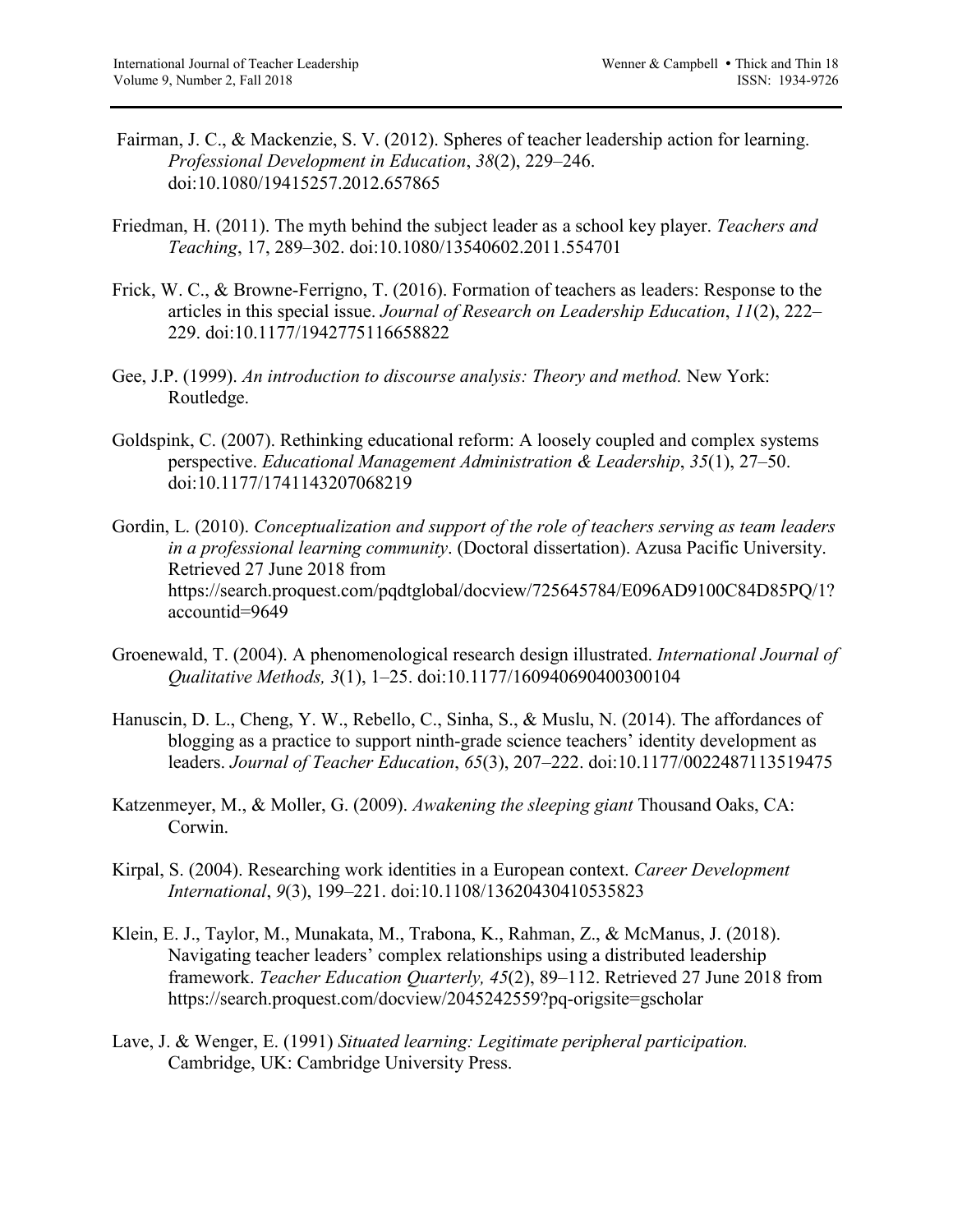Fairman, J. C., & Mackenzie, S. V. (2012). Spheres of teacher leadership action for learning. *Professional Development in Education*, *38*(2), 229–246. doi:10.1080/19415257.2012.657865

Friedman, H. (2011). The myth behind the subject leader as a school key player. *Teachers and Teaching*, 17, 289–302. doi:10.1080/13540602.2011.554701

Frick, W. C., & Browne-Ferrigno, T. (2016). Formation of teachers as leaders: Response to the articles in this special issue. *Journal of Research on Leadership Education*, *11*(2), 222–229. doi:10.1177/1942775116658822

Gee, J.P. (1999). *An introduction to discourse analysis: Theory and method.* New York: Routledge.

Goldspink, C. (2007). Rethinking educational reform: A loosely coupled and complex systems perspective. *Educational Management Administration & Leadership*, *35*(1), 27–50. doi:10.1177/1741143207068219

Gordin, L. (2010). *Conceptualization and support of the role of teachers serving as team leaders in a professional learning community*. (Doctoral dissertation). Azusa Pacific University. Retrieved 27 June 2018 from https://search.proquest.com/pqdtglobal/docview/725645784/E096AD9100C84D85PQ/1?accountid=9649

Groenewald, T. (2004). A phenomenological research design illustrated. *International Journal of Qualitative Methods, 3*(1), 1–25. doi:10.1177/160940690400300104

Hanuscin, D. L., Cheng, Y. W., Rebello, C., Sinha, S., & Muslu, N. (2014). The affordances of blogging as a practice to support ninth-grade science teachers' identity development as leaders. *Journal of Teacher Education*, *65*(3), 207–222. doi:10.1177/0022487113519475

Katzenmeyer, M., & Moller, G. (2009). *Awakening the sleeping giant* Thousand Oaks, CA: Corwin.

Kirpal, S. (2004). Researching work identities in a European context. *Career Development International*, *9*(3), 199–221. doi:10.1108/13620430410535823

Klein, E. J., Taylor, M., Munakata, M., Trabona, K., Rahman, Z., & McManus, J. (2018). Navigating teacher leaders' complex relationships using a distributed leadership framework. *Teacher Education Quarterly, 45*(2), 89–112. Retrieved 27 June 2018 from https://search.proquest.com/docview/2045242559?pq-origsite=gscholar

Lave, J. & Wenger, E. (1991) *Situated learning: Legitimate peripheral participation.* Cambridge, UK: Cambridge University Press.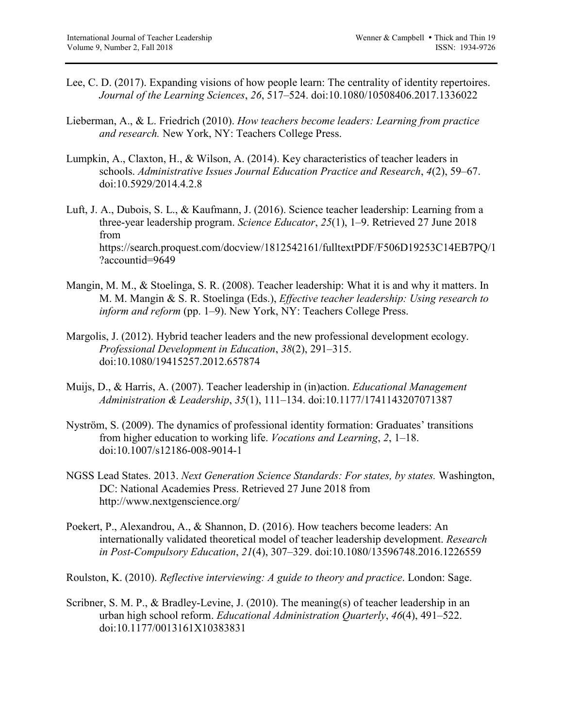Lee, C. D. (2017). Expanding visions of how people learn: The centrality of identity repertoires. *Journal of the Learning Sciences*, *26*, 517–524. doi:10.1080/10508406.2017.1336022

Lieberman, A., & L. Friedrich (2010). *How teachers become leaders: Learning from practice and research.* New York, NY: Teachers College Press.

Lumpkin, A., Claxton, H., & Wilson, A. (2014). Key characteristics of teacher leaders in schools. *Administrative Issues Journal Education Practice and Research*, *4*(2), 59–67. doi:10.5929/2014.4.2.8

Luft, J. A., Dubois, S. L., & Kaufmann, J. (2016). Science teacher leadership: Learning from a three-year leadership program. *Science Educator*, *25*(1), 1–9. Retrieved 27 June 2018 from https://search.proquest.com/docview/1812542161/fulltextPDF/F506D19253C14EB7PQ/1?accountid=9649

Mangin, M. M., & Stoelinga, S. R. (2008). Teacher leadership: What it is and why it matters. In M. M. Mangin & S. R. Stoelinga (Eds.), *Effective teacher leadership: Using research to inform and reform* (pp. 1–9). New York, NY: Teachers College Press.

Margolis, J. (2012). Hybrid teacher leaders and the new professional development ecology. *Professional Development in Education*, *38*(2), 291–315. doi:10.1080/19415257.2012.657874

Muijs, D., & Harris, A. (2007). Teacher leadership in (in)action. *Educational Management Administration & Leadership*, *35*(1), 111–134. doi:10.1177/1741143207071387

Nyström, S. (2009). The dynamics of professional identity formation: Graduates' transitions from higher education to working life. *Vocations and Learning*, *2*, 1–18. doi:10.1007/s12186-008-9014-1

NGSS Lead States. 2013. *Next Generation Science Standards: For states, by states.* Washington, DC: National Academies Press. Retrieved 27 June 2018 from http://www.nextgenscience.org/

Poekert, P., Alexandrou, A., & Shannon, D. (2016). How teachers become leaders: An internationally validated theoretical model of teacher leadership development. *Research in Post-Compulsory Education*, *21*(4), 307–329. doi:10.1080/13596748.2016.1226559

Roulston, K. (2010). *Reflective interviewing: A guide to theory and practice*. London: Sage.

Scribner, S. M. P., & Bradley-Levine, J. (2010). The meaning(s) of teacher leadership in an urban high school reform. *Educational Administration Quarterly*, *46*(4), 491–522. doi:10.1177/0013161X10383831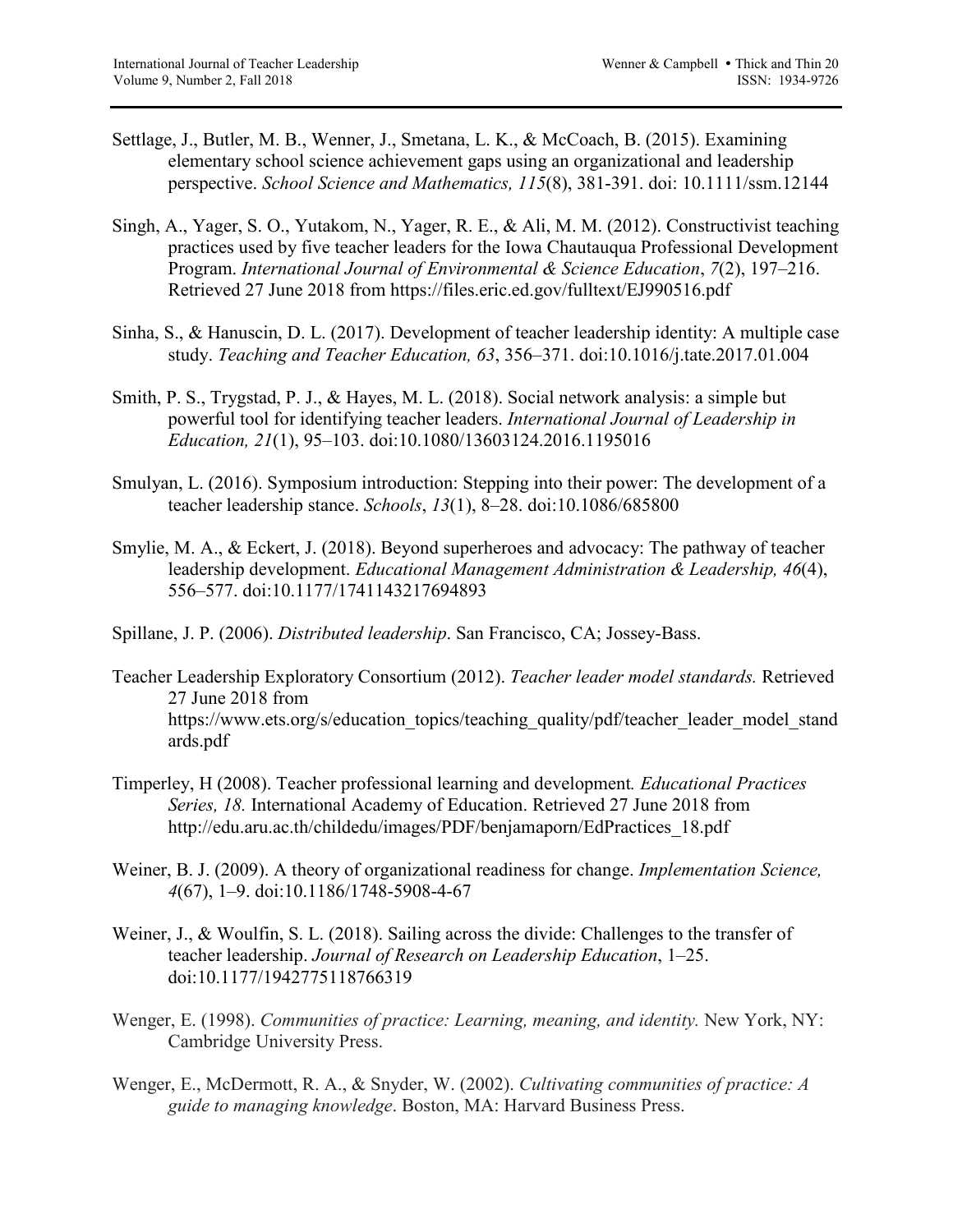Settlage, J., Butler, M. B., Wenner, J., Smetana, L. K., & McCoach, B. (2015). Examining elementary school science achievement gaps using an organizational and leadership perspective. *School Science and Mathematics, 115*(8), 381-391. doi: 10.1111/ssm.12144

Singh, A., Yager, S. O., Yutakom, N., Yager, R. E., & Ali, M. M. (2012). Constructivist teaching practices used by five teacher leaders for the Iowa Chautauqua Professional Development Program. *International Journal of Environmental & Science Education*, *7*(2), 197–216. Retrieved 27 June 2018 from https://files.eric.ed.gov/fulltext/EJ990516.pdf

Sinha, S., & Hanuscin, D. L. (2017). Development of teacher leadership identity: A multiple case study. *Teaching and Teacher Education, 63*, 356–371. doi:10.1016/j.tate.2017.01.004

Smith, P. S., Trygstad, P. J., & Hayes, M. L. (2018). Social network analysis: a simple but powerful tool for identifying teacher leaders. *International Journal of Leadership in Education, 21*(1), 95–103. doi:10.1080/13603124.2016.1195016

Smulyan, L. (2016). Symposium introduction: Stepping into their power: The development of a teacher leadership stance. *Schools*, *13*(1), 8–28. doi:10.1086/685800

Smylie, M. A., & Eckert, J. (2018). Beyond superheroes and advocacy: The pathway of teacher leadership development. *Educational Management Administration & Leadership, 46*(4), 556–577. doi:10.1177/1741143217694893

Spillane, J. P. (2006). *Distributed leadership*. San Francisco, CA; Jossey-Bass.

Teacher Leadership Exploratory Consortium (2012). *Teacher leader model standards.* Retrieved 27 June 2018 from https://www.ets.org/s/education_topics/teaching_quality/pdf/teacher_leader_model_standards.pdf

Timperley, H (2008). Teacher professional learning and development*. Educational Practices Series, 18.* International Academy of Education. Retrieved 27 June 2018 from http://edu.aru.ac.th/childedu/images/PDF/benjamaporn/EdPractices_18.pdf

Weiner, B. J. (2009). A theory of organizational readiness for change. *Implementation Science, 4*(67), 1–9. doi:10.1186/1748-5908-4-67

Weiner, J., & Woulfin, S. L. (2018). Sailing across the divide: Challenges to the transfer of teacher leadership. *Journal of Research on Leadership Education*, 1–25. doi:10.1177/1942775118766319

Wenger, E. (1998). *Communities of practice: Learning, meaning, and identity.* New York, NY: Cambridge University Press.

Wenger, E., McDermott, R. A., & Snyder, W. (2002). *Cultivating communities of practice: A guide to managing knowledge*. Boston, MA: Harvard Business Press.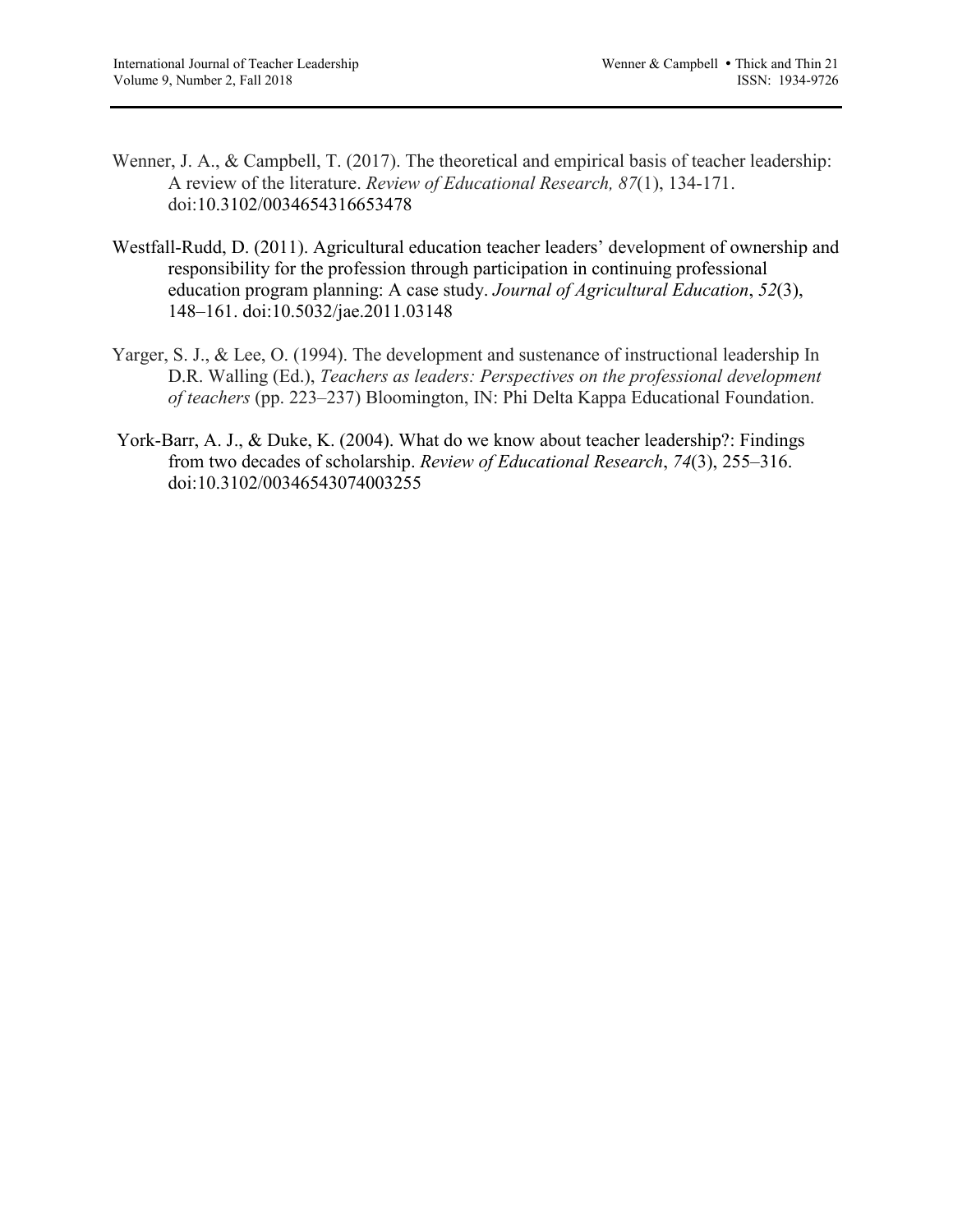Wenner, J. A., & Campbell, T. (2017). The theoretical and empirical basis of teacher leadership: A review of the literature. *Review of Educational Research, 87*(1), 134-171. doi:10.3102/0034654316653478

Westfall-Rudd, D. (2011). Agricultural education teacher leaders' development of ownership and responsibility for the profession through participation in continuing professional education program planning: A case study. *Journal of Agricultural Education*, *52*(3), 148–161. doi:10.5032/jae.2011.03148

Yarger, S. J., & Lee, O. (1994). The development and sustenance of instructional leadership In D.R. Walling (Ed.), *Teachers as leaders: Perspectives on the professional development of teachers* (pp. 223–237) Bloomington, IN: Phi Delta Kappa Educational Foundation.

York-Barr, A. J., & Duke, K. (2004). What do we know about teacher leadership?: Findings from two decades of scholarship. *Review of Educational Research*, *74*(3), 255–316. doi:10.3102/00346543074003255